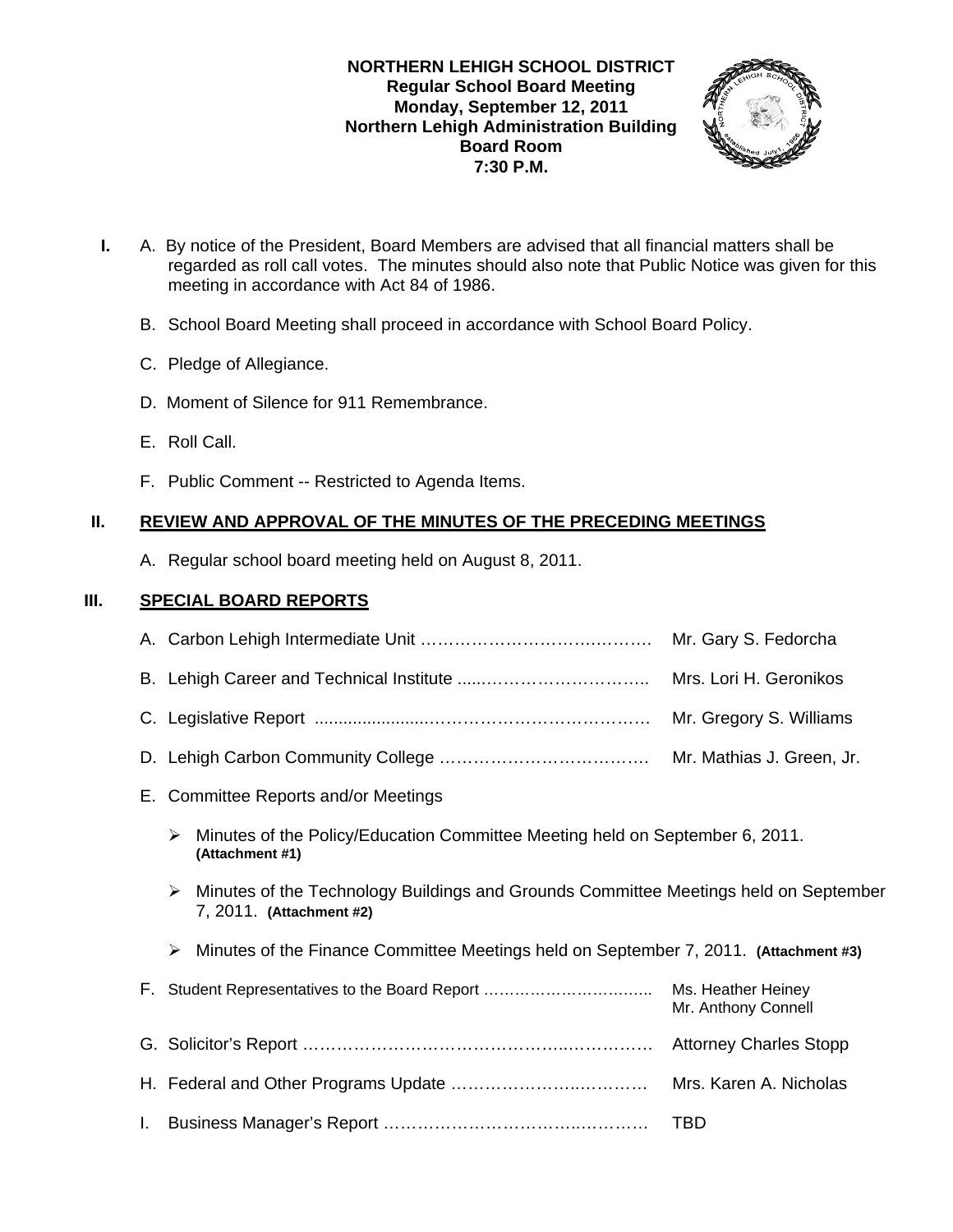**NORTHERN LEHIGH SCHOOL DISTRICT**
**Regular School Board Meeting**
**Monday, September 12, 2011**
**Northern Lehigh Administration Building**
**Board Room**
**7:30 P.M.**

**I.** A. By notice of the President, Board Members are advised that all financial matters shall be regarded as roll call votes. The minutes should also note that Public Notice was given for this meeting in accordance with Act 84 of 1986.

B. School Board Meeting shall proceed in accordance with School Board Policy.

C. Pledge of Allegiance.

D. Moment of Silence for 911 Remembrance.

E. Roll Call.

F. Public Comment -- Restricted to Agenda Items.

## II. REVIEW AND APPROVAL OF THE MINUTES OF THE PRECEDING MEETINGS

A. Regular school board meeting held on August 8, 2011.

## III. SPECIAL BOARD REPORTS

A. Carbon Lehigh Intermediate Unit …………………………………. Mr. Gary S. Fedorcha

B. Lehigh Career and Technical Institute ......……………………….. Mrs. Lori H. Geronikos

C. Legislative Report ......................……………………………… Mr. Gregory S. Williams

D. Lehigh Carbon Community College ……………………………… Mr. Mathias J. Green, Jr.

E. Committee Reports and/or Meetings

- Minutes of the Policy/Education Committee Meeting held on September 6, 2011. **(Attachment #1)**
- Minutes of the Technology Buildings and Grounds Committee Meetings held on September 7, 2011. **(Attachment #2)**
- Minutes of the Finance Committee Meetings held on September 7, 2011. **(Attachment #3)**

F. Student Representatives to the Board Report …………………………. Ms. Heather Heiney, Mr. Anthony Connell

G. Solicitor's Report ………………………………………………………. Attorney Charles Stopp

H. Federal and Other Programs Update ……………………………… Mrs. Karen A. Nicholas

I. Business Manager's Report ……………………………………… TBD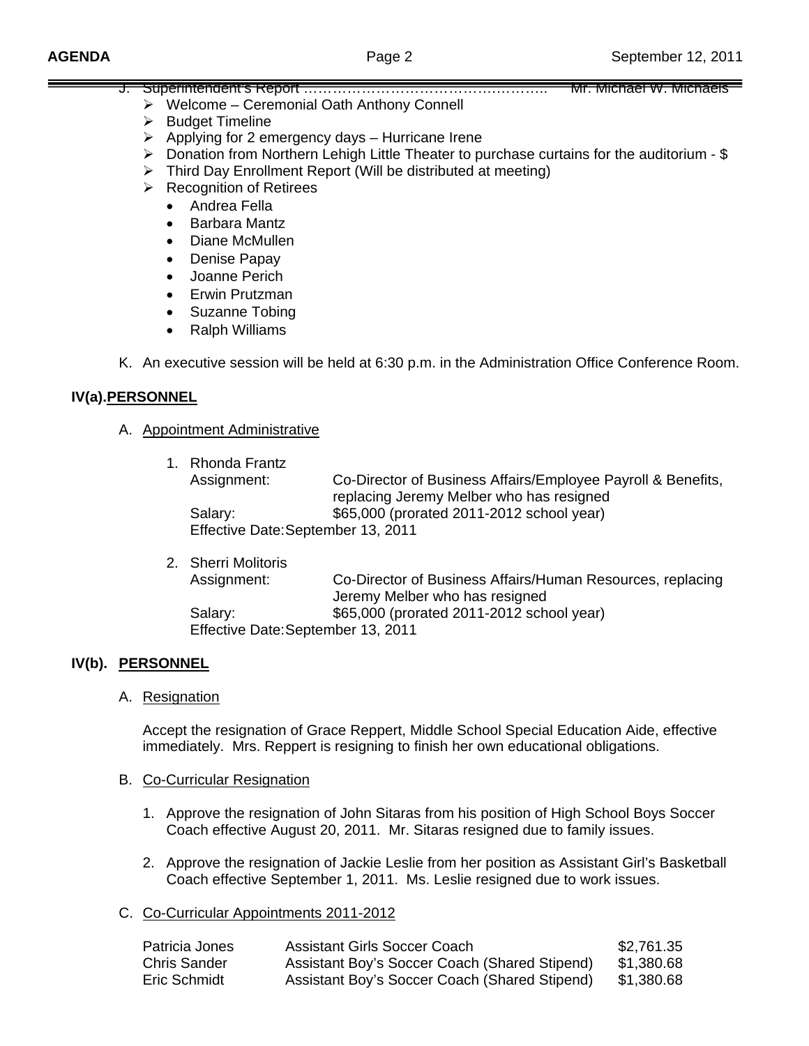J. Superintendent's Report …………………………………………….. Mr. Michael W. Michaels

- Welcome – Ceremonial Oath Anthony Connell
- Budget Timeline
- Applying for 2 emergency days – Hurricane Irene
- Donation from Northern Lehigh Little Theater to purchase curtains for the auditorium - $
- Third Day Enrollment Report (Will be distributed at meeting)
- Recognition of Retirees
  - Andrea Fella
  - Barbara Mantz
  - Diane McMullen
  - Denise Papay
  - Joanne Perich
  - Erwin Prutzman
  - Suzanne Tobing
  - Ralph Williams

K. An executive session will be held at 6:30 p.m. in the Administration Office Conference Room.

## IV(a). PERSONNEL

A. Appointment Administrative

1. Rhonda Frantz
   Assignment: Co-Director of Business Affairs/Employee Payroll & Benefits, replacing Jeremy Melber who has resigned
   Salary: $65,000 (prorated 2011-2012 school year)
   Effective Date: September 13, 2011

2. Sherri Molitoris
   Assignment: Co-Director of Business Affairs/Human Resources, replacing Jeremy Melber who has resigned
   Salary: $65,000 (prorated 2011-2012 school year)
   Effective Date: September 13, 2011

## IV(b). PERSONNEL

A. Resignation

Accept the resignation of Grace Reppert, Middle School Special Education Aide, effective immediately. Mrs. Reppert is resigning to finish her own educational obligations.

B. Co-Curricular Resignation

1. Approve the resignation of John Sitaras from his position of High School Boys Soccer Coach effective August 20, 2011. Mr. Sitaras resigned due to family issues.

2. Approve the resignation of Jackie Leslie from her position as Assistant Girl's Basketball Coach effective September 1, 2011. Ms. Leslie resigned due to work issues.

C. Co-Curricular Appointments 2011-2012

| | | |
|---|---|---|
| Patricia Jones | Assistant Girls Soccer Coach | $2,761.35 |
| Chris Sander | Assistant Boy's Soccer Coach (Shared Stipend) | $1,380.68 |
| Eric Schmidt | Assistant Boy's Soccer Coach (Shared Stipend) | $1,380.68 |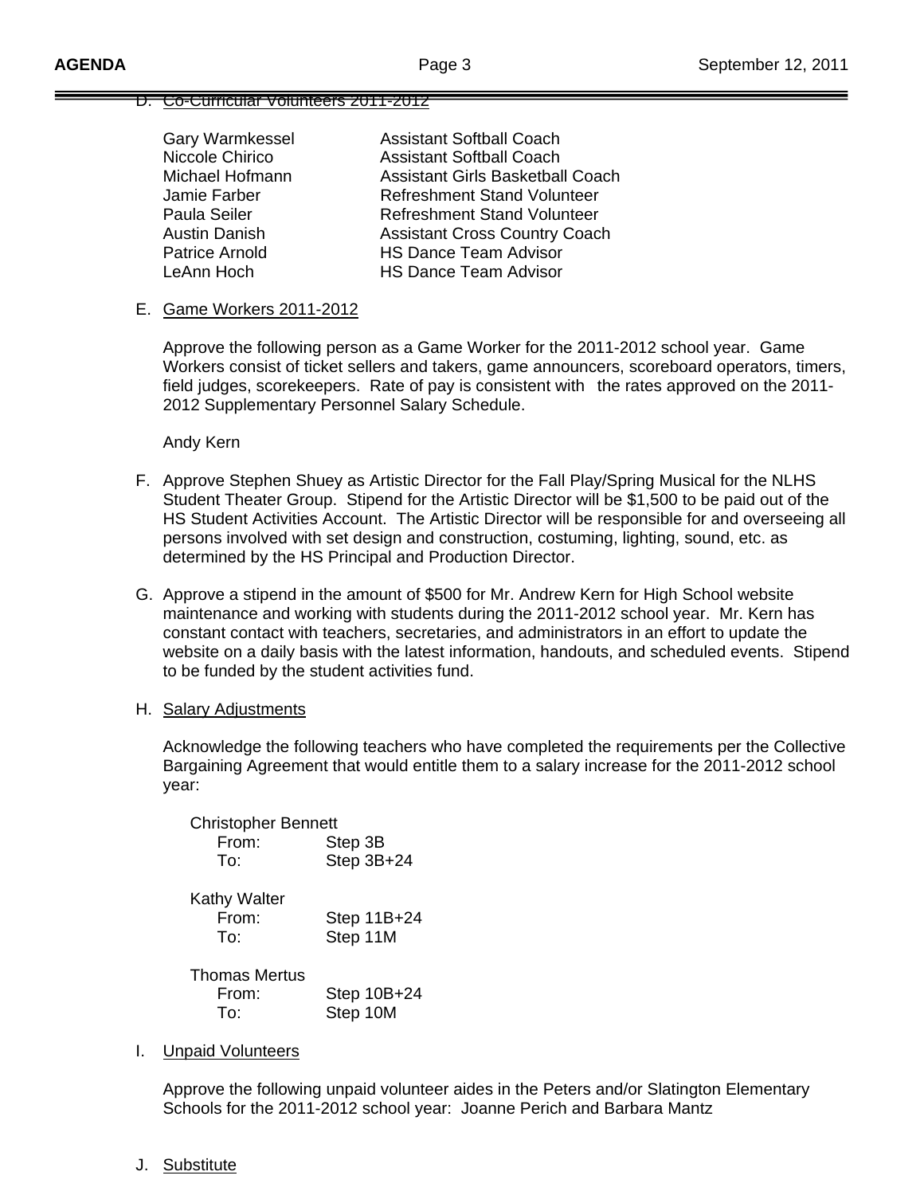D. Co-Curricular Volunteers 2011-2012

| | |
|---|---|
| Gary Warmkessel | Assistant Softball Coach |
| Niccole Chirico | Assistant Softball Coach |
| Michael Hofmann | Assistant Girls Basketball Coach |
| Jamie Farber | Refreshment Stand Volunteer |
| Paula Seiler | Refreshment Stand Volunteer |
| Austin Danish | Assistant Cross Country Coach |
| Patrice Arnold | HS Dance Team Advisor |
| LeAnn Hoch | HS Dance Team Advisor |

E. Game Workers 2011-2012

Approve the following person as a Game Worker for the 2011-2012 school year. Game Workers consist of ticket sellers and takers, game announcers, scoreboard operators, timers, field judges, scorekeepers. Rate of pay is consistent with the rates approved on the 2011-2012 Supplementary Personnel Salary Schedule.

Andy Kern

F. Approve Stephen Shuey as Artistic Director for the Fall Play/Spring Musical for the NLHS Student Theater Group. Stipend for the Artistic Director will be $1,500 to be paid out of the HS Student Activities Account. The Artistic Director will be responsible for and overseeing all persons involved with set design and construction, costuming, lighting, sound, etc. as determined by the HS Principal and Production Director.

G. Approve a stipend in the amount of $500 for Mr. Andrew Kern for High School website maintenance and working with students during the 2011-2012 school year. Mr. Kern has constant contact with teachers, secretaries, and administrators in an effort to update the website on a daily basis with the latest information, handouts, and scheduled events. Stipend to be funded by the student activities fund.

H. Salary Adjustments

Acknowledge the following teachers who have completed the requirements per the Collective Bargaining Agreement that would entitle them to a salary increase for the 2011-2012 school year:

Christopher Bennett
From: Step 3B
To: Step 3B+24

Kathy Walter
From: Step 11B+24
To: Step 11M

Thomas Mertus
From: Step 10B+24
To: Step 10M

I. Unpaid Volunteers

Approve the following unpaid volunteer aides in the Peters and/or Slatington Elementary Schools for the 2011-2012 school year: Joanne Perich and Barbara Mantz

J. Substitute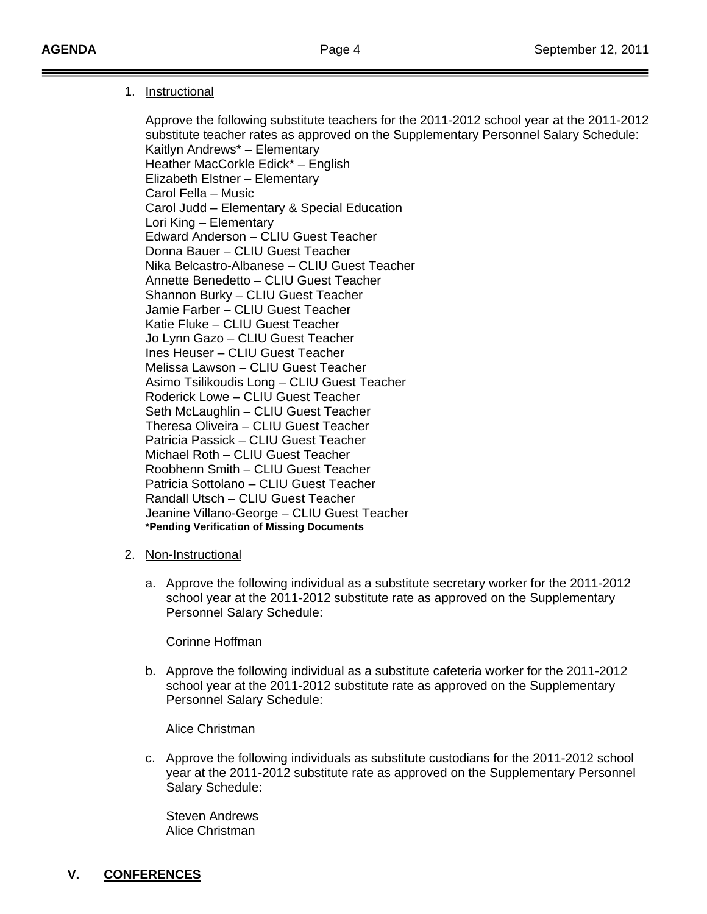1. Instructional

   Approve the following substitute teachers for the 2011-2012 school year at the 2011-2012 substitute teacher rates as approved on the Supplementary Personnel Salary Schedule:
   Kaitlyn Andrews* – Elementary
   Heather MacCorkle Edick* – English
   Elizabeth Elstner – Elementary
   Carol Fella – Music
   Carol Judd – Elementary & Special Education
   Lori King – Elementary
   Edward Anderson – CLIU Guest Teacher
   Donna Bauer – CLIU Guest Teacher
   Nika Belcastro-Albanese – CLIU Guest Teacher
   Annette Benedetto – CLIU Guest Teacher
   Shannon Burky – CLIU Guest Teacher
   Jamie Farber – CLIU Guest Teacher
   Katie Fluke – CLIU Guest Teacher
   Jo Lynn Gazo – CLIU Guest Teacher
   Ines Heuser – CLIU Guest Teacher
   Melissa Lawson – CLIU Guest Teacher
   Asimo Tsilikoudis Long – CLIU Guest Teacher
   Roderick Lowe – CLIU Guest Teacher
   Seth McLaughlin – CLIU Guest Teacher
   Theresa Oliveira – CLIU Guest Teacher
   Patricia Passick – CLIU Guest Teacher
   Michael Roth – CLIU Guest Teacher
   Roobhenn Smith – CLIU Guest Teacher
   Patricia Sottolano – CLIU Guest Teacher
   Randall Utsch – CLIU Guest Teacher
   Jeanine Villano-George – CLIU Guest Teacher
   **\*Pending Verification of Missing Documents**

2. Non-Instructional

   a. Approve the following individual as a substitute secretary worker for the 2011-2012 school year at the 2011-2012 substitute rate as approved on the Supplementary Personnel Salary Schedule:

      Corinne Hoffman

   b. Approve the following individual as a substitute cafeteria worker for the 2011-2012 school year at the 2011-2012 substitute rate as approved on the Supplementary Personnel Salary Schedule:

      Alice Christman

   c. Approve the following individuals as substitute custodians for the 2011-2012 school year at the 2011-2012 substitute rate as approved on the Supplementary Personnel Salary Schedule:

      Steven Andrews
      Alice Christman

## V. CONFERENCES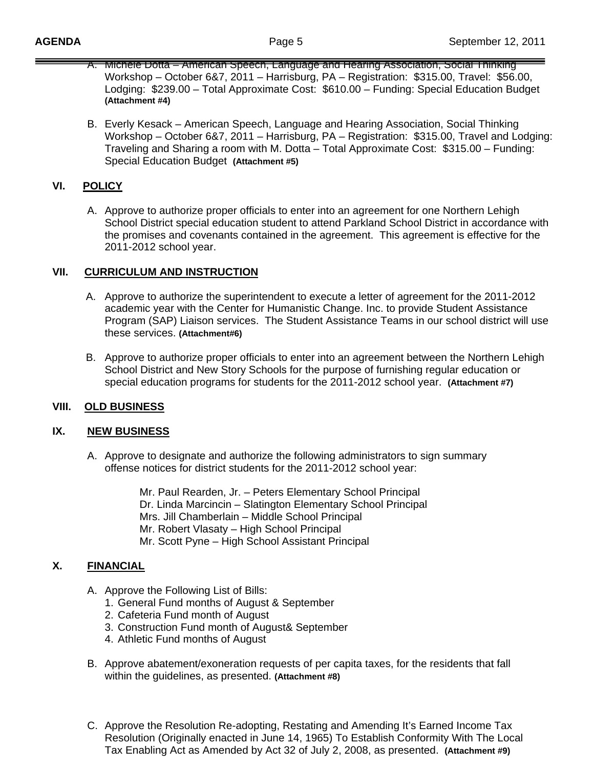A. Michele Dotta – American Speech, Language and Hearing Association, Social Thinking Workshop – October 6&7, 2011 – Harrisburg, PA – Registration: $315.00, Travel: $56.00, Lodging: $239.00 – Total Approximate Cost: $610.00 – Funding: Special Education Budget **(Attachment #4)**

B. Everly Kesack – American Speech, Language and Hearing Association, Social Thinking Workshop – October 6&7, 2011 – Harrisburg, PA – Registration: $315.00, Travel and Lodging: Traveling and Sharing a room with M. Dotta – Total Approximate Cost: $315.00 – Funding: Special Education Budget **(Attachment #5)**

## VI. POLICY

A. Approve to authorize proper officials to enter into an agreement for one Northern Lehigh School District special education student to attend Parkland School District in accordance with the promises and covenants contained in the agreement. This agreement is effective for the 2011-2012 school year.

## VII. CURRICULUM AND INSTRUCTION

A. Approve to authorize the superintendent to execute a letter of agreement for the 2011-2012 academic year with the Center for Humanistic Change. Inc. to provide Student Assistance Program (SAP) Liaison services. The Student Assistance Teams in our school district will use these services. **(Attachment#6)**

B. Approve to authorize proper officials to enter into an agreement between the Northern Lehigh School District and New Story Schools for the purpose of furnishing regular education or special education programs for students for the 2011-2012 school year. **(Attachment #7)**

## VIII. OLD BUSINESS

## IX. NEW BUSINESS

A. Approve to designate and authorize the following administrators to sign summary offense notices for district students for the 2011-2012 school year:

Mr. Paul Rearden, Jr. – Peters Elementary School Principal
Dr. Linda Marcincin – Slatington Elementary School Principal
Mrs. Jill Chamberlain – Middle School Principal
Mr. Robert Vlasaty – High School Principal
Mr. Scott Pyne – High School Assistant Principal

## X. FINANCIAL

A. Approve the Following List of Bills:
1. General Fund months of August & September
2. Cafeteria Fund month of August
3. Construction Fund month of August& September
4. Athletic Fund months of August

B. Approve abatement/exoneration requests of per capita taxes, for the residents that fall within the guidelines, as presented. **(Attachment #8)**

C. Approve the Resolution Re-adopting, Restating and Amending It's Earned Income Tax Resolution (Originally enacted in June 14, 1965) To Establish Conformity With The Local Tax Enabling Act as Amended by Act 32 of July 2, 2008, as presented. **(Attachment #9)**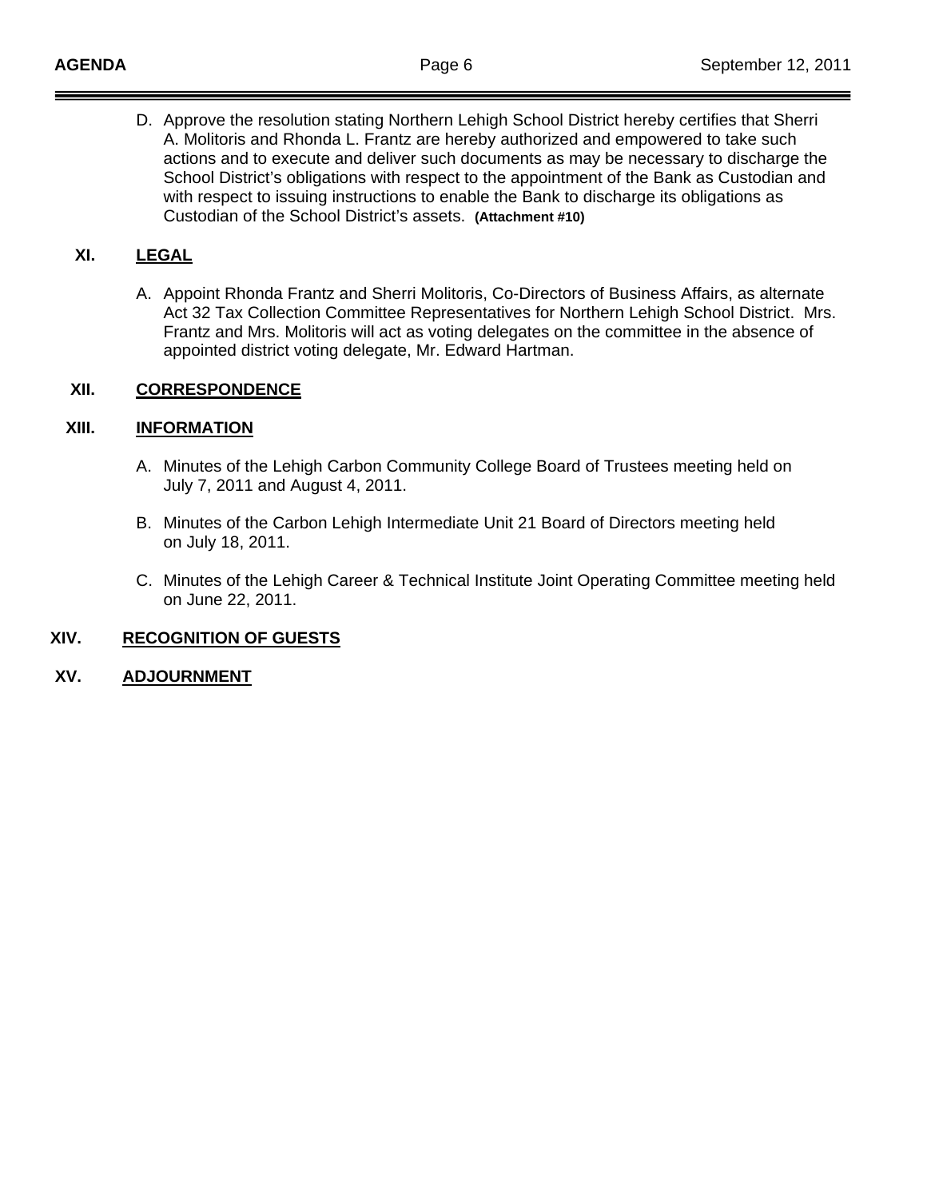D. Approve the resolution stating Northern Lehigh School District hereby certifies that Sherri A. Molitoris and Rhonda L. Frantz are hereby authorized and empowered to take such actions and to execute and deliver such documents as may be necessary to discharge the School District's obligations with respect to the appointment of the Bank as Custodian and with respect to issuing instructions to enable the Bank to discharge its obligations as Custodian of the School District's assets. **(Attachment #10)**

## XI. LEGAL

A. Appoint Rhonda Frantz and Sherri Molitoris, Co-Directors of Business Affairs, as alternate Act 32 Tax Collection Committee Representatives for Northern Lehigh School District. Mrs. Frantz and Mrs. Molitoris will act as voting delegates on the committee in the absence of appointed district voting delegate, Mr. Edward Hartman.

## XII. CORRESPONDENCE

## XIII. INFORMATION

A. Minutes of the Lehigh Carbon Community College Board of Trustees meeting held on July 7, 2011 and August 4, 2011.

B. Minutes of the Carbon Lehigh Intermediate Unit 21 Board of Directors meeting held on July 18, 2011.

C. Minutes of the Lehigh Career & Technical Institute Joint Operating Committee meeting held on June 22, 2011.

## XIV. RECOGNITION OF GUESTS

## XV. ADJOURNMENT